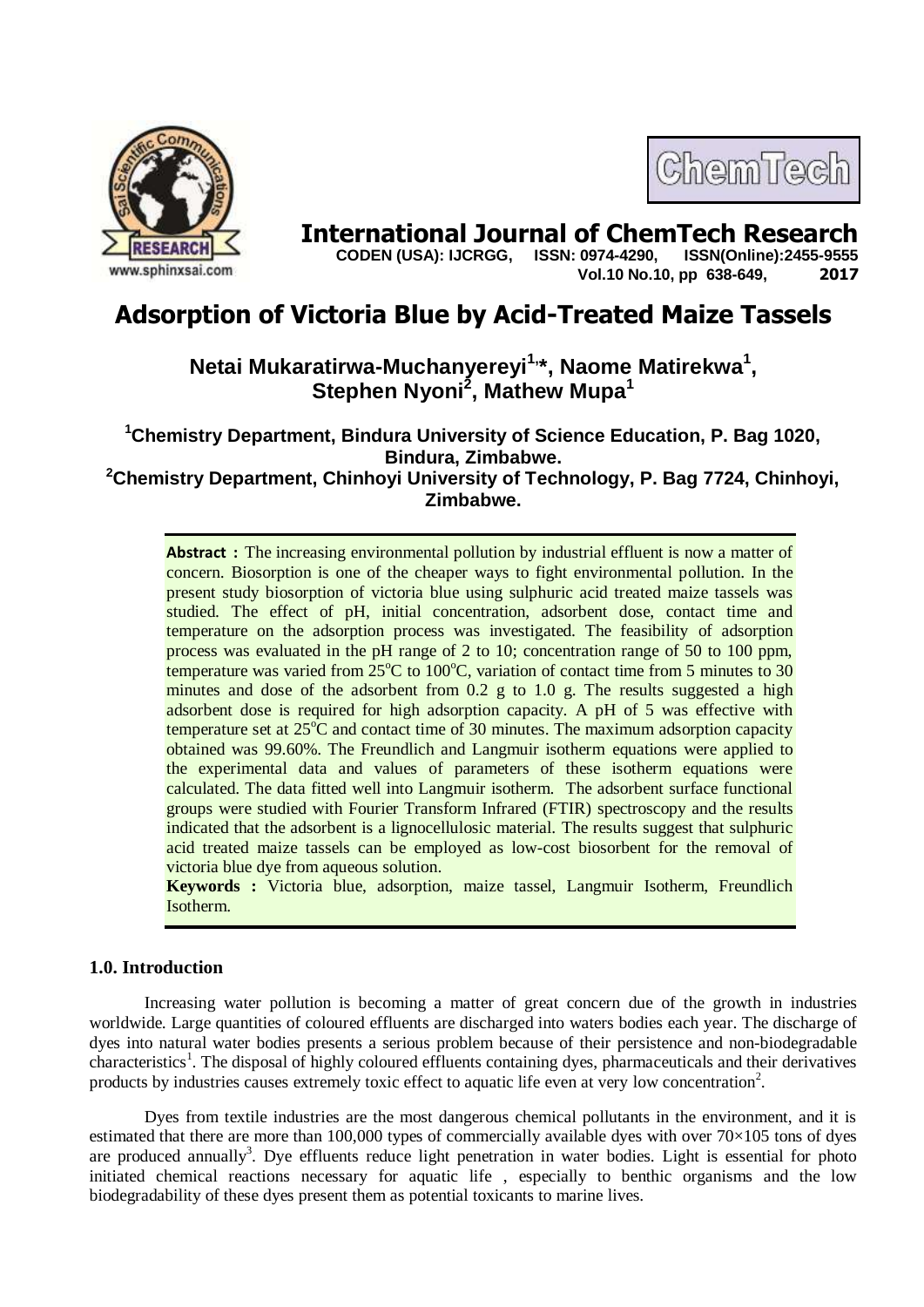# Adsorption of Victoria Blue by Acid-Treated Maize Tassels

**Netai Mukaratirwa-Muchanyereyi[1,]*, Naome Matirekwa[1], Stephen Nyoni[2], Mathew Mupa[1]**

[1]Chemistry Department, Bindura University of Science Education, P. Bag 1020, Bindura, Zimbabwe.

[2]Chemistry Department, Chinhoyi University of Technology, P. Bag 7724, Chinhoyi, Zimbabwe.

**Abstract :** The increasing environmental pollution by industrial effluent is now a matter of concern. Biosorption is one of the cheaper ways to fight environmental pollution. In the present study biosorption of victoria blue using sulphuric acid treated maize tassels was studied. The effect of pH, initial concentration, adsorbent dose, contact time and temperature on the adsorption process was investigated. The feasibility of adsorption process was evaluated in the pH range of 2 to 10; concentration range of 50 to 100 ppm, temperature was varied from 25°C to 100°C, variation of contact time from 5 minutes to 30 minutes and dose of the adsorbent from 0.2 g to 1.0 g. The results suggested a high adsorbent dose is required for high adsorption capacity. A pH of 5 was effective with temperature set at 25°C and contact time of 30 minutes. The maximum adsorption capacity obtained was 99.60%. The Freundlich and Langmuir isotherm equations were applied to the experimental data and values of parameters of these isotherm equations were calculated. The data fitted well into Langmuir isotherm. The adsorbent surface functional groups were studied with Fourier Transform Infrared (FTIR) spectroscopy and the results indicated that the adsorbent is a lignocellulosic material. The results suggest that sulphuric acid treated maize tassels can be employed as low-cost biosorbent for the removal of victoria blue dye from aqueous solution.

**Keywords :** Victoria blue, adsorption, maize tassel, Langmuir Isotherm, Freundlich Isotherm.

## 1.0. Introduction

Increasing water pollution is becoming a matter of great concern due of the growth in industries worldwide. Large quantities of coloured effluents are discharged into waters bodies each year. The discharge of dyes into natural water bodies presents a serious problem because of their persistence and non-biodegradable characteristics[1]. The disposal of highly coloured effluents containing dyes, pharmaceuticals and their derivatives products by industries causes extremely toxic effect to aquatic life even at very low concentration[2].

Dyes from textile industries are the most dangerous chemical pollutants in the environment, and it is estimated that there are more than 100,000 types of commercially available dyes with over 70×105 tons of dyes are produced annually[3]. Dye effluents reduce light penetration in water bodies. Light is essential for photo initiated chemical reactions necessary for aquatic life , especially to benthic organisms and the low biodegradability of these dyes present them as potential toxicants to marine lives.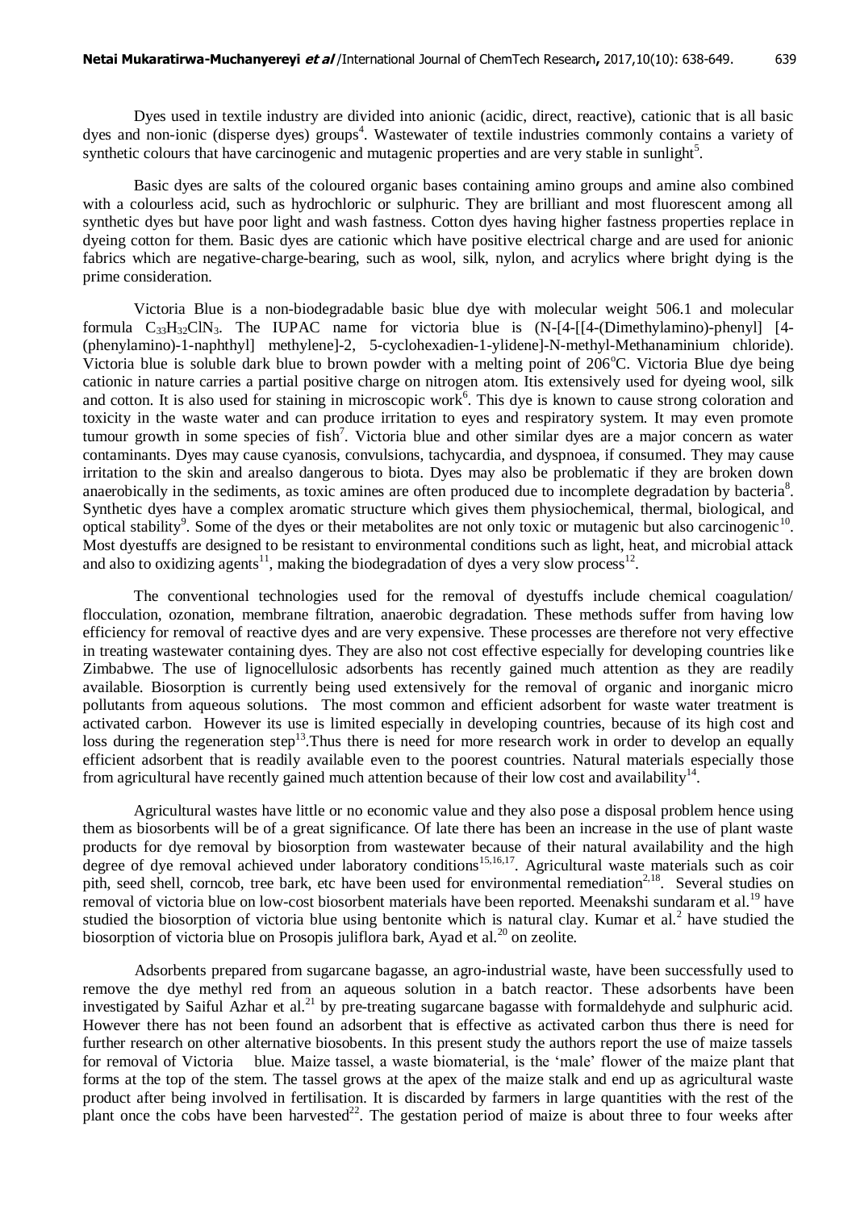Dyes used in textile industry are divided into anionic (acidic, direct, reactive), cationic that is all basic dyes and non-ionic (disperse dyes) groups[4]. Wastewater of textile industries commonly contains a variety of synthetic colours that have carcinogenic and mutagenic properties and are very stable in sunlight[5].

Basic dyes are salts of the coloured organic bases containing amino groups and amine also combined with a colourless acid, such as hydrochloric or sulphuric. They are brilliant and most fluorescent among all synthetic dyes but have poor light and wash fastness. Cotton dyes having higher fastness properties replace in dyeing cotton for them. Basic dyes are cationic which have positive electrical charge and are used for anionic fabrics which are negative-charge-bearing, such as wool, silk, nylon, and acrylics where bright dying is the prime consideration.

Victoria Blue is a non-biodegradable basic blue dye with molecular weight 506.1 and molecular formula $C_{33}H_{32}ClN_3$. The IUPAC name for victoria blue is (N-[4-[[4-(Dimethylamino)-phenyl] [4-(phenylamino)-1-naphthyl] methylene]-2, 5-cyclohexadien-1-ylidene]-N-methyl-Methanaminium chloride). Victoria blue is soluble dark blue to brown powder with a melting point of 206°C. Victoria Blue dye being cationic in nature carries a partial positive charge on nitrogen atom. Itis extensively used for dyeing wool, silk and cotton. It is also used for staining in microscopic work[6]. This dye is known to cause strong coloration and toxicity in the waste water and can produce irritation to eyes and respiratory system. It may even promote tumour growth in some species of fish[7]. Victoria blue and other similar dyes are a major concern as water contaminants. Dyes may cause cyanosis, convulsions, tachycardia, and dyspnoea, if consumed. They may cause irritation to the skin and arealso dangerous to biota. Dyes may also be problematic if they are broken down anaerobically in the sediments, as toxic amines are often produced due to incomplete degradation by bacteria[8]. Synthetic dyes have a complex aromatic structure which gives them physiochemical, thermal, biological, and optical stability[9]. Some of the dyes or their metabolites are not only toxic or mutagenic but also carcinogenic[10]. Most dyestuffs are designed to be resistant to environmental conditions such as light, heat, and microbial attack and also to oxidizing agents[11], making the biodegradation of dyes a very slow process[12].

The conventional technologies used for the removal of dyestuffs include chemical coagulation/ flocculation, ozonation, membrane filtration, anaerobic degradation. These methods suffer from having low efficiency for removal of reactive dyes and are very expensive. These processes are therefore not very effective in treating wastewater containing dyes. They are also not cost effective especially for developing countries like Zimbabwe. The use of lignocellulosic adsorbents has recently gained much attention as they are readily available. Biosorption is currently being used extensively for the removal of organic and inorganic micro pollutants from aqueous solutions. The most common and efficient adsorbent for waste water treatment is activated carbon. However its use is limited especially in developing countries, because of its high cost and loss during the regeneration step[13].Thus there is need for more research work in order to develop an equally efficient adsorbent that is readily available even to the poorest countries. Natural materials especially those from agricultural have recently gained much attention because of their low cost and availability[14].

Agricultural wastes have little or no economic value and they also pose a disposal problem hence using them as biosorbents will be of a great significance. Of late there has been an increase in the use of plant waste products for dye removal by biosorption from wastewater because of their natural availability and the high degree of dye removal achieved under laboratory conditions[15,16,17]. Agricultural waste materials such as coir pith, seed shell, corncob, tree bark, etc have been used for environmental remediation[2,18]. Several studies on removal of victoria blue on low-cost biosorbent materials have been reported. Meenakshi sundaram et al.[19] have studied the biosorption of victoria blue using bentonite which is natural clay. Kumar et al.[2] have studied the biosorption of victoria blue on Prosopis juliflora bark, Ayad et al.[20] on zeolite.

Adsorbents prepared from sugarcane bagasse, an agro-industrial waste, have been successfully used to remove the dye methyl red from an aqueous solution in a batch reactor. These adsorbents have been investigated by Saiful Azhar et al.[21] by pre-treating sugarcane bagasse with formaldehyde and sulphuric acid. However there has not been found an adsorbent that is effective as activated carbon thus there is need for further research on other alternative biosobents. In this present study the authors report the use of maize tassels for removal of Victoria blue. Maize tassel, a waste biomaterial, is the 'male' flower of the maize plant that forms at the top of the stem. The tassel grows at the apex of the maize stalk and end up as agricultural waste product after being involved in fertilisation. It is discarded by farmers in large quantities with the rest of the plant once the cobs have been harvested[22]. The gestation period of maize is about three to four weeks after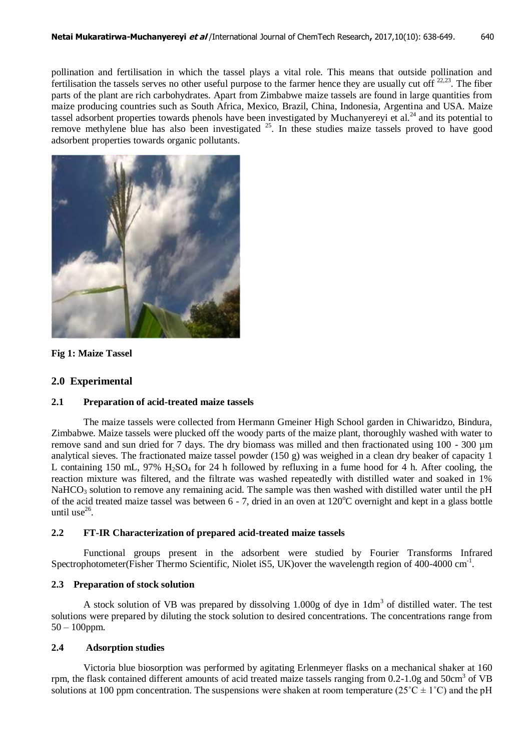pollination and fertilisation in which the tassel plays a vital role. This means that outside pollination and fertilisation the tassels serves no other useful purpose to the farmer hence they are usually cut off [22,23]. The fiber parts of the plant are rich carbohydrates. Apart from Zimbabwe maize tassels are found in large quantities from maize producing countries such as South Africa, Mexico, Brazil, China, Indonesia, Argentina and USA. Maize tassel adsorbent properties towards phenols have been investigated by Muchanyereyi et al.[24] and its potential to remove methylene blue has also been investigated [25]. In these studies maize tassels proved to have good adsorbent properties towards organic pollutants.

**Fig 1: Maize Tassel**

## 2.0 Experimental

### 2.1 Preparation of acid-treated maize tassels

The maize tassels were collected from Hermann Gmeiner High School garden in Chiwaridzo, Bindura, Zimbabwe. Maize tassels were plucked off the woody parts of the maize plant, thoroughly washed with water to remove sand and sun dried for 7 days. The dry biomass was milled and then fractionated using 100 - 300 µm analytical sieves. The fractionated maize tassel powder (150 g) was weighed in a clean dry beaker of capacity 1 L containing 150 mL, 97% $H_2SO_4$ for 24 h followed by refluxing in a fume hood for 4 h. After cooling, the reaction mixture was filtered, and the filtrate was washed repeatedly with distilled water and soaked in 1% $NaHCO_3$ solution to remove any remaining acid. The sample was then washed with distilled water until the pH of the acid treated maize tassel was between 6 - 7, dried in an oven at 120°C overnight and kept in a glass bottle until use[26].

### 2.2 FT-IR Characterization of prepared acid-treated maize tassels

Functional groups present in the adsorbent were studied by Fourier Transforms Infrared Spectrophotometer(Fisher Thermo Scientific, Niolet iS5, UK)over the wavelength region of 400-4000 cm$^{-1}$.

### 2.3 Preparation of stock solution

A stock solution of VB was prepared by dissolving 1.000g of dye in 1dm$^3$ of distilled water. The test solutions were prepared by diluting the stock solution to desired concentrations. The concentrations range from 50 – 100ppm.

### 2.4 Adsorption studies

Victoria blue biosorption was performed by agitating Erlenmeyer flasks on a mechanical shaker at 160 rpm, the flask contained different amounts of acid treated maize tassels ranging from 0.2-1.0g and 50cm$^3$ of VB solutions at 100 ppm concentration. The suspensions were shaken at room temperature (25˚C ± 1˚C) and the pH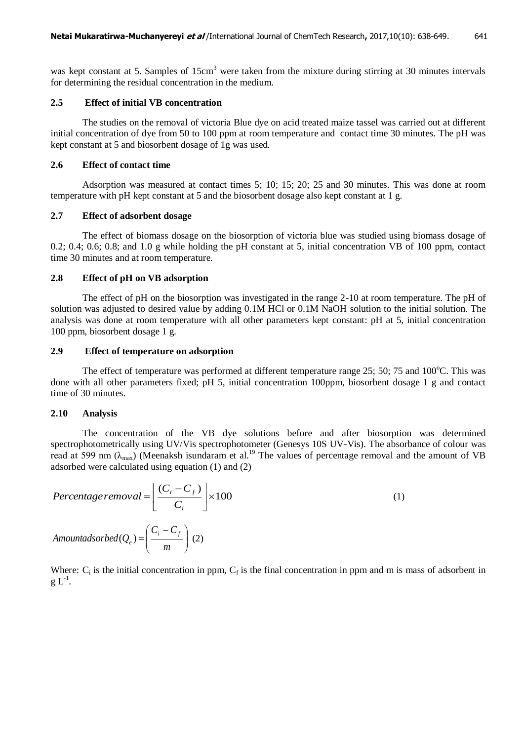was kept constant at 5. Samples of 15cm$^3$ were taken from the mixture during stirring at 30 minutes intervals for determining the residual concentration in the medium.

### 2.5 Effect of initial VB concentration

The studies on the removal of victoria Blue dye on acid treated maize tassel was carried out at different initial concentration of dye from 50 to 100 ppm at room temperature and contact time 30 minutes. The pH was kept constant at 5 and biosorbent dosage of 1g was used.

### 2.6 Effect of contact time

Adsorption was measured at contact times 5; 10; 15; 20; 25 and 30 minutes. This was done at room temperature with pH kept constant at 5 and the biosorbent dosage also kept constant at 1 g.

### 2.7 Effect of adsorbent dosage

The effect of biomass dosage on the biosorption of victoria blue was studied using biomass dosage of 0.2; 0.4; 0.6; 0.8; and 1.0 g while holding the pH constant at 5, initial concentration VB of 100 ppm, contact time 30 minutes and at room temperature.

### 2.8 Effect of pH on VB adsorption

The effect of pH on the biosorption was investigated in the range 2-10 at room temperature. The pH of solution was adjusted to desired value by adding 0.1M HCl or 0.1M NaOH solution to the initial solution. The analysis was done at room temperature with all other parameters kept constant: pH at 5, initial concentration 100 ppm, biosorbent dosage 1 g.

### 2.9 Effect of temperature on adsorption

The effect of temperature was performed at different temperature range 25; 50; 75 and 100$^o$C. This was done with all other parameters fixed; pH 5, initial concentration 100ppm, biosorbent dosage 1 g and contact time of 30 minutes.

### 2.10 Analysis

The concentration of the VB dye solutions before and after biosorption was determined spectrophotometrically using UV/Vis spectrophotometer (Genesys 10S UV-Vis). The absorbance of colour was read at 599 nm ($\lambda_{max}$) (Meenaksh isundaram et al.[19] The values of percentage removal and the amount of VB adsorbed were calculated using equation (1) and (2)

$$Percentage\,removal = \left\lfloor \frac{(C_i - C_f)}{C_i} \right\rfloor \times 100 \quad (1)$$

$$Amount\,adsorbed(Q_e) = \left( \frac{C_i - C_f}{m} \right) \quad (2)$$

Where: $C_i$ is the initial concentration in ppm, $C_f$ is the final concentration in ppm and m is mass of adsorbent in g $L^{-1}$.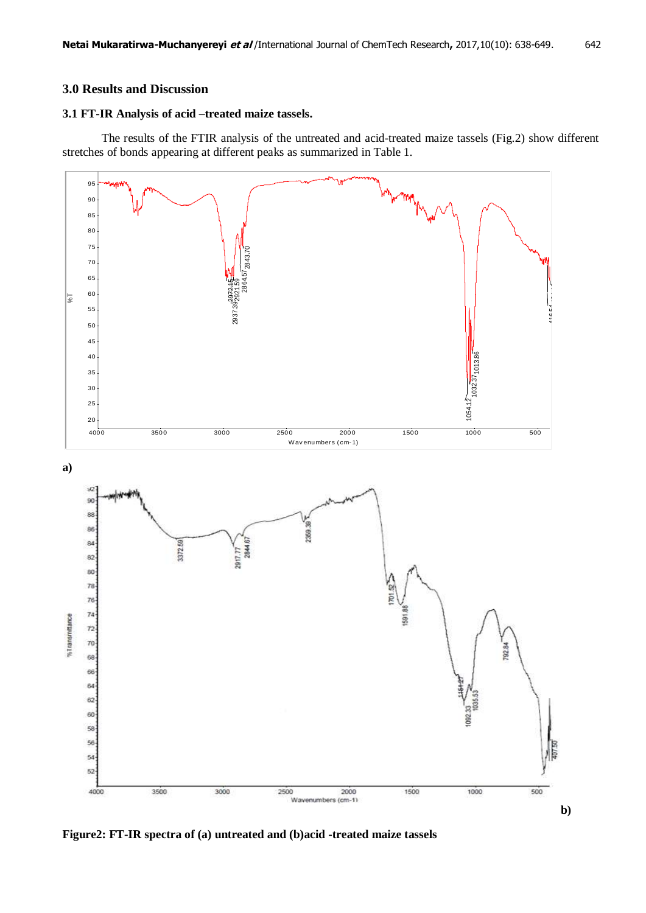## 3.0 Results and Discussion

### 3.1 FT-IR Analysis of acid –treated maize tassels.

The results of the FTIR analysis of the untreated and acid-treated maize tassels (Fig.2) show different stretches of bonds appearing at different peaks as summarized in Table 1.

a)

b)

**Figure2: FT-IR spectra of (a) untreated and (b)acid -treated maize tassels**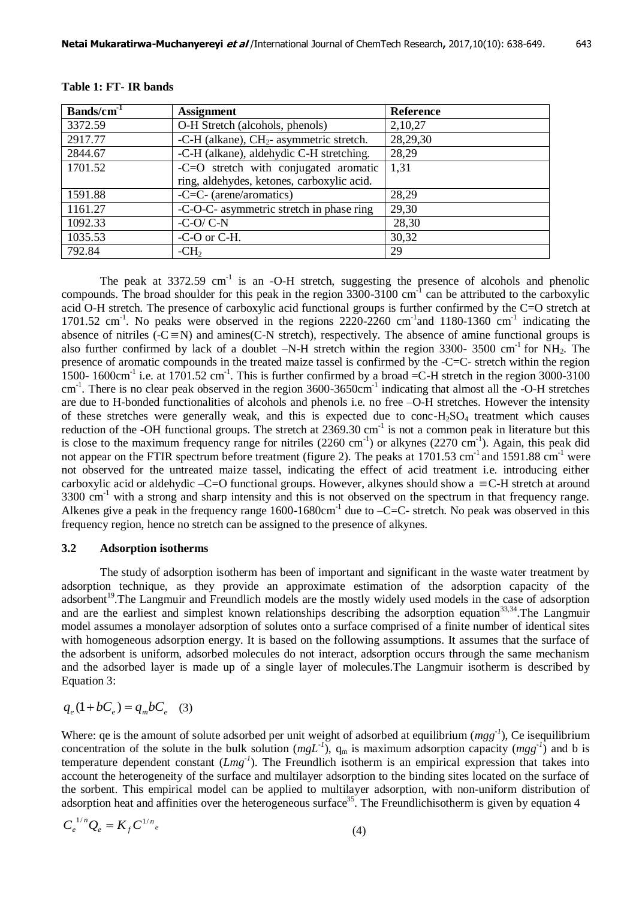**Table 1: FT- IR bands**

| Bands/$cm^{-1}$ | Assignment | Reference |
| --- | --- | --- |
| 3372.59 | O-H Stretch (alcohols, phenols) | 2,10,27 |
| 2917.77 | -C-H (alkane), $CH_2$- asymmetric stretch. | 28,29,30 |
| 2844.67 | -C-H (alkane), aldehydic C-H stretching. | 28,29 |
| 1701.52 | -C=O stretch with conjugated aromatic ring, aldehydes, ketones, carboxylic acid. | 1,31 |
| 1591.88 | -C=C- (arene/aromatics) | 28,29 |
| 1161.27 | -C-O-C- asymmetric stretch in phase ring | 29,30 |
| 1092.33 | -C-O/ C-N | 28,30 |
| 1035.53 | -C-O or C-H. | 30,32 |
| 792.84 | -$CH_2$ | 29 |

The peak at 3372.59 $cm^{-1}$ is an -O-H stretch, suggesting the presence of alcohols and phenolic compounds. The broad shoulder for this peak in the region 3300-3100 $cm^{-1}$ can be attributed to the carboxylic acid O-H stretch. The presence of carboxylic acid functional groups is further confirmed by the C=O stretch at 1701.52 $cm^{-1}$. No peaks were observed in the regions 2220-2260 $cm^{-1}$and 1180-1360 $cm^{-1}$ indicating the absence of nitriles (-C$\equiv$N) and amines(C-N stretch), respectively. The absence of amine functional groups is also further confirmed by lack of a doublet –N-H stretch within the region 3300- 3500 $cm^{-1}$ for $NH_2$. The presence of aromatic compounds in the treated maize tassel is confirmed by the -C=C- stretch within the region 1500- 1600$cm^{-1}$ i.e. at 1701.52 $cm^{-1}$. This is further confirmed by a broad =C-H stretch in the region 3000-3100 $cm^{-1}$. There is no clear peak observed in the region 3600-3650$cm^{-1}$ indicating that almost all the -O-H stretches are due to H-bonded functionalities of alcohols and phenols i.e. no free –O-H stretches. However the intensity of these stretches were generally weak, and this is expected due to conc-$H_2SO_4$ treatment which causes reduction of the -OH functional groups. The stretch at 2369.30 $cm^{-1}$ is not a common peak in literature but this is close to the maximum frequency range for nitriles (2260 $cm^{-1}$) or alkynes (2270 $cm^{-1}$). Again, this peak did not appear on the FTIR spectrum before treatment (figure 2). The peaks at 1701.53 $cm^{-1}$ and 1591.88 $cm^{-1}$ were not observed for the untreated maize tassel, indicating the effect of acid treatment i.e. introducing either carboxylic acid or aldehydic –C=O functional groups. However, alkynes should show a $\equiv$C-H stretch at around 3300 $cm^{-1}$ with a strong and sharp intensity and this is not observed on the spectrum in that frequency range. Alkenes give a peak in the frequency range 1600-1680$cm^{-1}$ due to –C=C- stretch. No peak was observed in this frequency region, hence no stretch can be assigned to the presence of alkynes.

### 3.2 Adsorption isotherms

The study of adsorption isotherm has been of important and significant in the waste water treatment by adsorption technique, as they provide an approximate estimation of the adsorption capacity of the adsorbent[19].The Langmuir and Freundlich models are the mostly widely used models in the case of adsorption and are the earliest and simplest known relationships describing the adsorption equation[33,34].The Langmuir model assumes a monolayer adsorption of solutes onto a surface comprised of a finite number of identical sites with homogeneous adsorption energy. It is based on the following assumptions. It assumes that the surface of the adsorbent is uniform, adsorbed molecules do not interact, adsorption occurs through the same mechanism and the adsorbed layer is made up of a single layer of molecules.The Langmuir isotherm is described by Equation 3:

$$q_e(1+bC_e) = q_m bC_e \quad (3)$$

Where: qe is the amount of solute adsorbed per unit weight of adsorbed at equilibrium ($mgg^{-1}$), Ce isequilibrium concentration of the solute in the bulk solution ($mgL^{-1}$), $q_m$ is maximum adsorption capacity ($mgg^{-1}$) and b is temperature dependent constant ($Lmg^{-1}$). The Freundlich isotherm is an empirical expression that takes into account the heterogeneity of the surface and multilayer adsorption to the binding sites located on the surface of the sorbent. This empirical model can be applied to multilayer adsorption, with non-uniform distribution of adsorption heat and affinities over the heterogeneous surface[35]. The Freundlichisotherm is given by equation 4

$$C_e^{1/n} Q_e = K_f C^{1/n}{}_e \quad (4)$$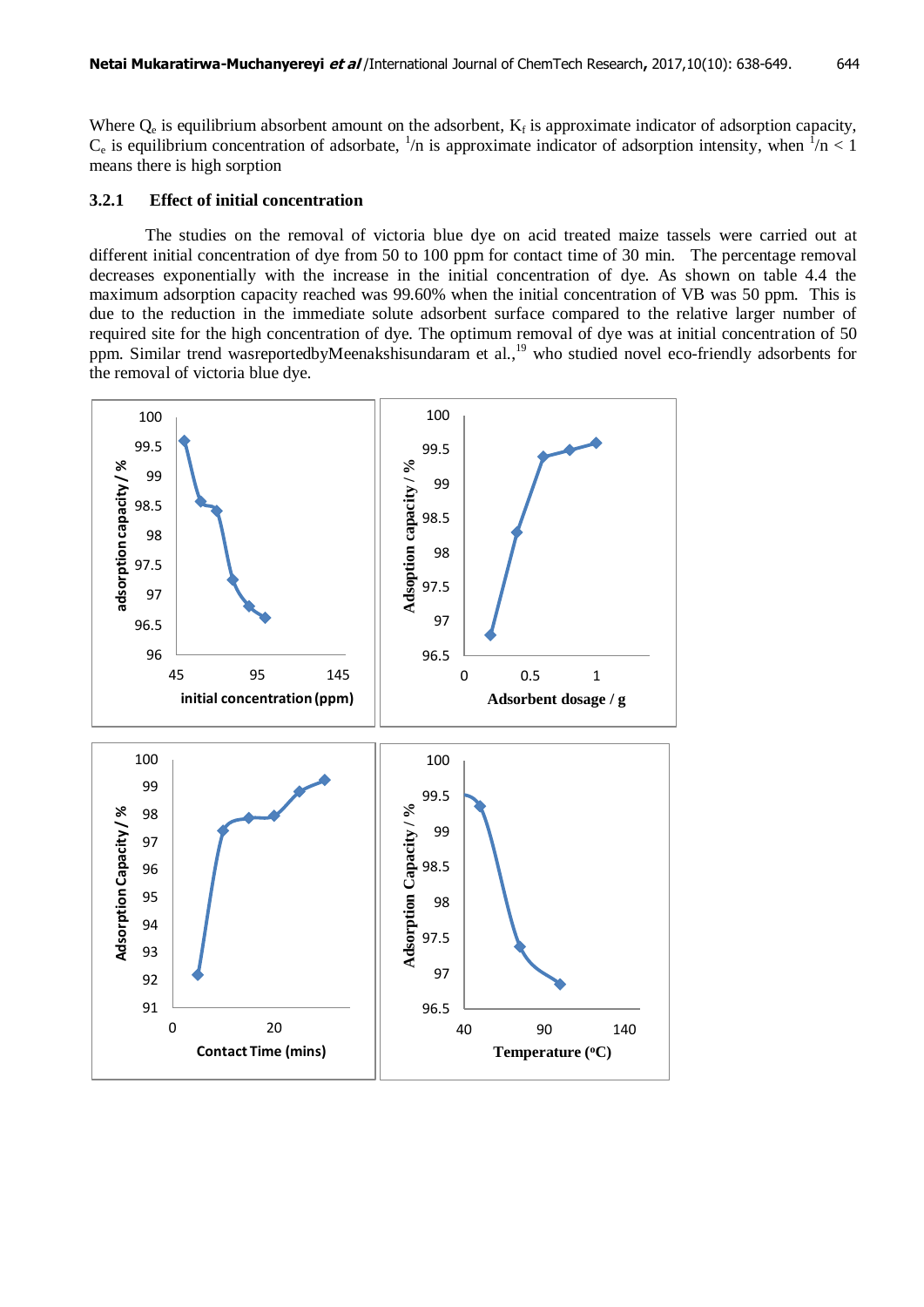Where $Q_e$ is equilibrium absorbent amount on the adsorbent, $K_f$ is approximate indicator of adsorption capacity, $C_e$ is equilibrium concentration of adsorbate, $^1/n$ is approximate indicator of adsorption intensity, when $^1/n < 1$ means there is high sorption

### 3.2.1 Effect of initial concentration

The studies on the removal of victoria blue dye on acid treated maize tassels were carried out at different initial concentration of dye from 50 to 100 ppm for contact time of 30 min. The percentage removal decreases exponentially with the increase in the initial concentration of dye. As shown on table 4.4 the maximum adsorption capacity reached was 99.60% when the initial concentration of VB was 50 ppm. This is due to the reduction in the immediate solute adsorbent surface compared to the relative larger number of required site for the high concentration of dye. The optimum removal of dye was at initial concentration of 50 ppm. Similar trend wasreportedbyMeenakshisundaram et al.,[19] who studied novel eco-friendly adsorbents for the removal of victoria blue dye.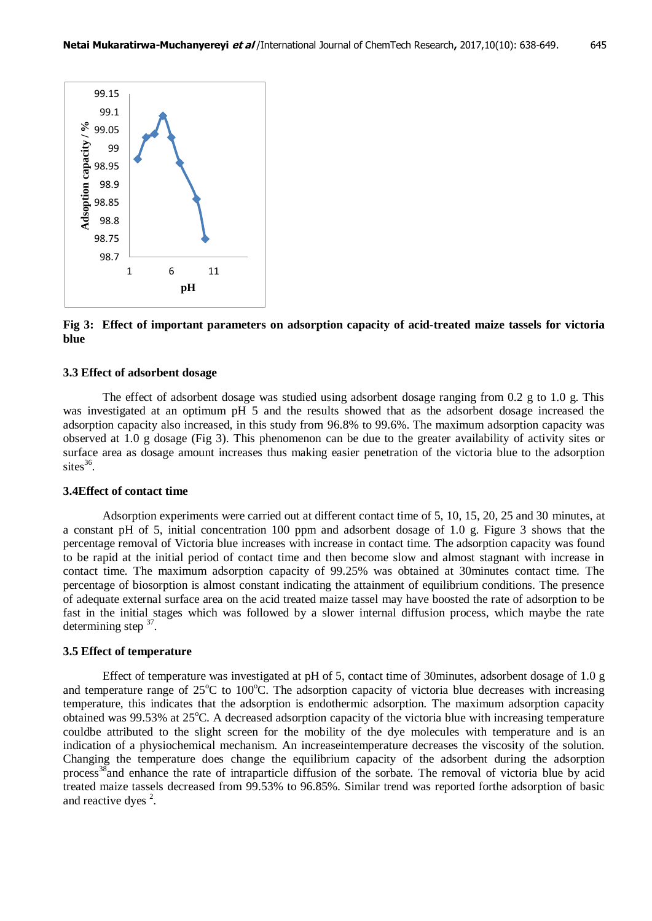**Fig 3: Effect of important parameters on adsorption capacity of acid-treated maize tassels for victoria blue**

### 3.3 Effect of adsorbent dosage

The effect of adsorbent dosage was studied using adsorbent dosage ranging from 0.2 g to 1.0 g. This was investigated at an optimum pH 5 and the results showed that as the adsorbent dosage increased the adsorption capacity also increased, in this study from 96.8% to 99.6%. The maximum adsorption capacity was observed at 1.0 g dosage (Fig 3). This phenomenon can be due to the greater availability of activity sites or surface area as dosage amount increases thus making easier penetration of the victoria blue to the adsorption sites[36].

### 3.4Effect of contact time

Adsorption experiments were carried out at different contact time of 5, 10, 15, 20, 25 and 30 minutes, at a constant pH of 5, initial concentration 100 ppm and adsorbent dosage of 1.0 g. Figure 3 shows that the percentage removal of Victoria blue increases with increase in contact time. The adsorption capacity was found to be rapid at the initial period of contact time and then become slow and almost stagnant with increase in contact time. The maximum adsorption capacity of 99.25% was obtained at 30minutes contact time. The percentage of biosorption is almost constant indicating the attainment of equilibrium conditions. The presence of adequate external surface area on the acid treated maize tassel may have boosted the rate of adsorption to be fast in the initial stages which was followed by a slower internal diffusion process, which maybe the rate determining step [37].

### 3.5 Effect of temperature

Effect of temperature was investigated at pH of 5, contact time of 30minutes, adsorbent dosage of 1.0 g and temperature range of 25°C to 100°C. The adsorption capacity of victoria blue decreases with increasing temperature, this indicates that the adsorption is endothermic adsorption. The maximum adsorption capacity obtained was 99.53% at 25°C. A decreased adsorption capacity of the victoria blue with increasing temperature couldbe attributed to the slight screen for the mobility of the dye molecules with temperature and is an indication of a physiochemical mechanism. An increaseintemperature decreases the viscosity of the solution. Changing the temperature does change the equilibrium capacity of the adsorbent during the adsorption process[38]and enhance the rate of intraparticle diffusion of the sorbate. The removal of victoria blue by acid treated maize tassels decreased from 99.53% to 96.85%. Similar trend was reported forthe adsorption of basic and reactive dyes [2].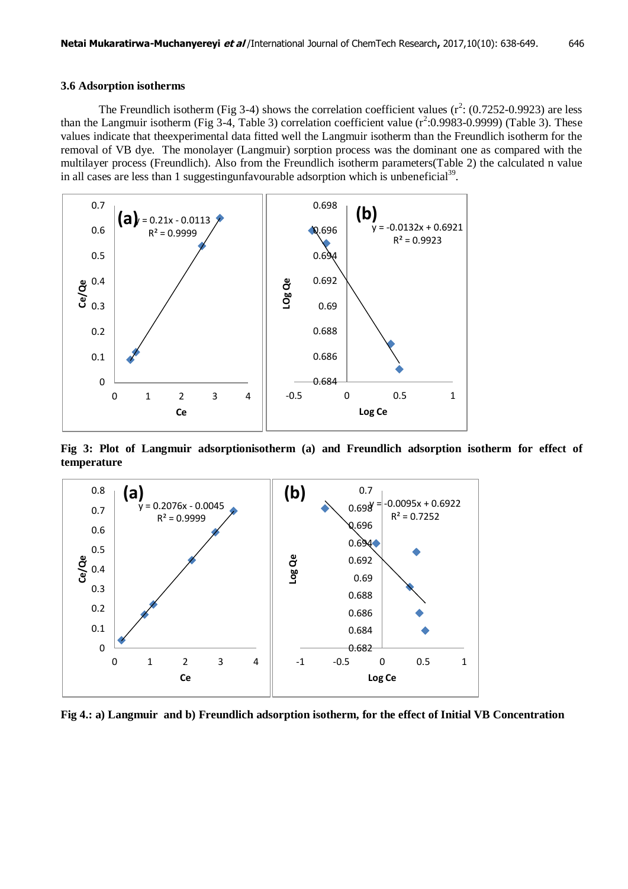### 3.6 Adsorption isotherms

The Freundlich isotherm (Fig 3-4) shows the correlation coefficient values ($r^2$: (0.7252-0.9923) are less than the Langmuir isotherm (Fig 3-4, Table 3) correlation coefficient value ($r^2$:0.9983-0.9999) (Table 3). These values indicate that theexperimental data fitted well the Langmuir isotherm than the Freundlich isotherm for the removal of VB dye. The monolayer (Langmuir) sorption process was the dominant one as compared with the multilayer process (Freundlich). Also from the Freundlich isotherm parameters(Table 2) the calculated n value in all cases are less than 1 suggestingunfavourable adsorption which is unbeneficial[39].

**Fig 3: Plot of Langmuir adsorptionisotherm (a) and Freundlich adsorption isotherm for effect of temperature**

**Fig 4.: a) Langmuir and b) Freundlich adsorption isotherm, for the effect of Initial VB Concentration**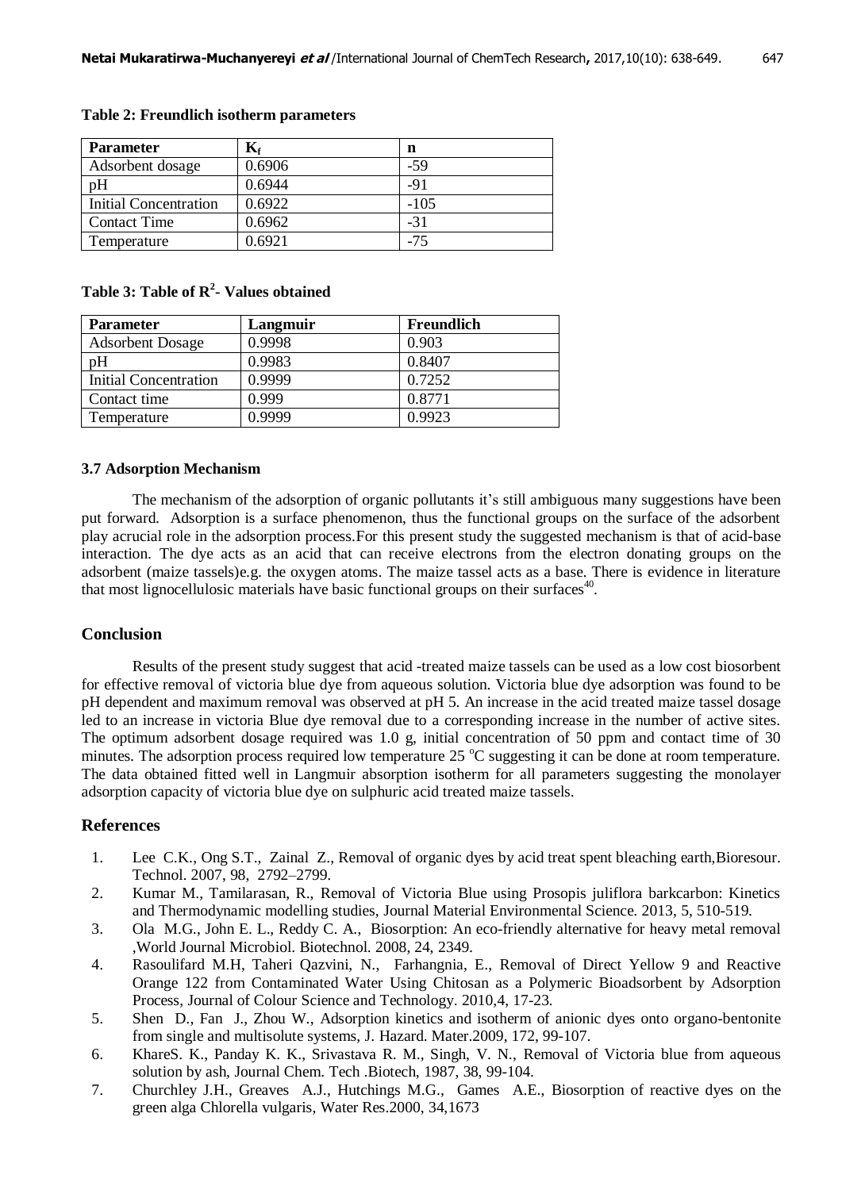**Table 2: Freundlich isotherm parameters**

| Parameter | $K_f$ | n |
|---|---|---|
| Adsorbent dosage | 0.6906 | -59 |
| pH | 0.6944 | -91 |
| Initial Concentration | 0.6922 | -105 |
| Contact Time | 0.6962 | -31 |
| Temperature | 0.6921 | -75 |

**Table 3: Table of $R^2$- Values obtained**

| Parameter | Langmuir | Freundlich |
|---|---|---|
| Adsorbent Dosage | 0.9998 | 0.903 |
| pH | 0.9983 | 0.8407 |
| Initial Concentration | 0.9999 | 0.7252 |
| Contact time | 0.999 | 0.8771 |
| Temperature | 0.9999 | 0.9923 |

### 3.7 Adsorption Mechanism

The mechanism of the adsorption of organic pollutants it's still ambiguous many suggestions have been put forward. Adsorption is a surface phenomenon, thus the functional groups on the surface of the adsorbent play acrucial role in the adsorption process.For this present study the suggested mechanism is that of acid-base interaction. The dye acts as an acid that can receive electrons from the electron donating groups on the adsorbent (maize tassels)e.g. the oxygen atoms. The maize tassel acts as a base. There is evidence in literature that most lignocellulosic materials have basic functional groups on their surfaces[40].

## Conclusion

Results of the present study suggest that acid -treated maize tassels can be used as a low cost biosorbent for effective removal of victoria blue dye from aqueous solution. Victoria blue dye adsorption was found to be pH dependent and maximum removal was observed at pH 5. An increase in the acid treated maize tassel dosage led to an increase in victoria Blue dye removal due to a corresponding increase in the number of active sites. The optimum adsorbent dosage required was 1.0 g, initial concentration of 50 ppm and contact time of 30 minutes. The adsorption process required low temperature 25 $^oC$ suggesting it can be done at room temperature. The data obtained fitted well in Langmuir absorption isotherm for all parameters suggesting the monolayer adsorption capacity of victoria blue dye on sulphuric acid treated maize tassels.

## References

1. Lee C.K., Ong S.T., Zainal Z., Removal of organic dyes by acid treat spent bleaching earth,Bioresour. Technol. 2007, 98, 2792–2799.
2. Kumar M., Tamilarasan, R., Removal of Victoria Blue using Prosopis juliflora barkcarbon: Kinetics and Thermodynamic modelling studies, Journal Material Environmental Science. 2013, 5, 510-519.
3. Ola M.G., John E. L., Reddy C. A., Biosorption: An eco-friendly alternative for heavy metal removal ,World Journal Microbiol. Biotechnol. 2008, 24, 2349.
4. Rasoulifard M.H, Taheri Qazvini, N., Farhangnia, E., Removal of Direct Yellow 9 and Reactive Orange 122 from Contaminated Water Using Chitosan as a Polymeric Bioadsorbent by Adsorption Process, Journal of Colour Science and Technology. 2010,4, 17-23.
5. Shen D., Fan J., Zhou W., Adsorption kinetics and isotherm of anionic dyes onto organo-bentonite from single and multisolute systems, J. Hazard. Mater.2009, 172, 99-107.
6. KhareS. K., Panday K. K., Srivastava R. M., Singh, V. N., Removal of Victoria blue from aqueous solution by ash, Journal Chem. Tech .Biotech, 1987, 38, 99-104.
7. Churchley J.H., Greaves A.J., Hutchings M.G., Games A.E., Biosorption of reactive dyes on the green alga Chlorella vulgaris, Water Res.2000, 34,1673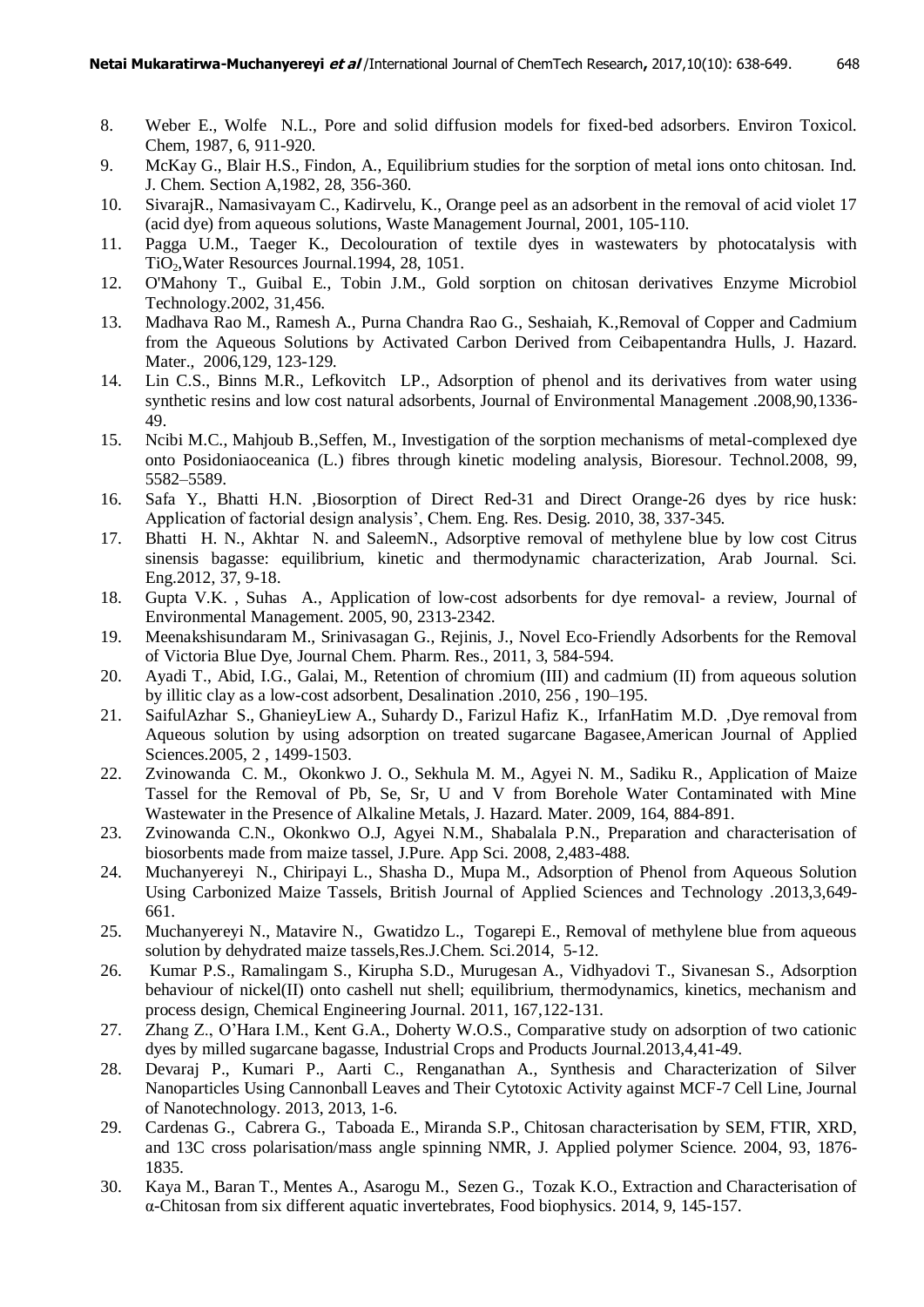8. Weber E., Wolfe N.L., Pore and solid diffusion models for fixed-bed adsorbers. Environ Toxicol. Chem, 1987, 6, 911-920.
9. McKay G., Blair H.S., Findon, A., Equilibrium studies for the sorption of metal ions onto chitosan. Ind. J. Chem. Section A,1982, 28, 356-360.
10. SivarajR., Namasivayam C., Kadirvelu, K., Orange peel as an adsorbent in the removal of acid violet 17 (acid dye) from aqueous solutions, Waste Management Journal, 2001, 105-110.
11. Pagga U.M., Taeger K., Decolouration of textile dyes in wastewaters by photocatalysis with $TiO_2$,Water Resources Journal.1994, 28, 1051.
12. O'Mahony T., Guibal E., Tobin J.M., Gold sorption on chitosan derivatives Enzyme Microbiol Technology.2002, 31,456.
13. Madhava Rao M., Ramesh A., Purna Chandra Rao G., Seshaiah, K.,Removal of Copper and Cadmium from the Aqueous Solutions by Activated Carbon Derived from Ceibapentandra Hulls, J. Hazard. Mater., 2006,129, 123-129.
14. Lin C.S., Binns M.R., Lefkovitch LP., Adsorption of phenol and its derivatives from water using synthetic resins and low cost natural adsorbents, Journal of Environmental Management .2008,90,1336-49.
15. Ncibi M.C., Mahjoub B.,Seffen, M., Investigation of the sorption mechanisms of metal-complexed dye onto Posidoniaoceanica (L.) fibres through kinetic modeling analysis, Bioresour. Technol.2008, 99, 5582–5589.
16. Safa Y., Bhatti H.N. ,Biosorption of Direct Red-31 and Direct Orange-26 dyes by rice husk: Application of factorial design analysis', Chem. Eng. Res. Desig. 2010, 38, 337-345.
17. Bhatti H. N., Akhtar N. and SaleemN., Adsorptive removal of methylene blue by low cost Citrus sinensis bagasse: equilibrium, kinetic and thermodynamic characterization, Arab Journal. Sci. Eng.2012, 37, 9-18.
18. Gupta V.K. , Suhas A., Application of low-cost adsorbents for dye removal- a review, Journal of Environmental Management. 2005, 90, 2313-2342.
19. Meenakshisundaram M., Srinivasagan G., Rejinis, J., Novel Eco-Friendly Adsorbents for the Removal of Victoria Blue Dye, Journal Chem. Pharm. Res., 2011, 3, 584-594.
20. Ayadi T., Abid, I.G., Galai, M., Retention of chromium (III) and cadmium (II) from aqueous solution by illitic clay as a low-cost adsorbent, Desalination .2010, 256 , 190–195.
21. SaifulAzhar S., GhanieyLiew A., Suhardy D., Farizul Hafiz K., IrfanHatim M.D. ,Dye removal from Aqueous solution by using adsorption on treated sugarcane Bagasee,American Journal of Applied Sciences.2005, 2 , 1499-1503.
22. Zvinowanda C. M., Okonkwo J. O., Sekhula M. M., Agyei N. M., Sadiku R., Application of Maize Tassel for the Removal of Pb, Se, Sr, U and V from Borehole Water Contaminated with Mine Wastewater in the Presence of Alkaline Metals, J. Hazard. Mater. 2009, 164, 884-891.
23. Zvinowanda C.N., Okonkwo O.J, Agyei N.M., Shabalala P.N., Preparation and characterisation of biosorbents made from maize tassel, J.Pure. App Sci. 2008, 2,483-488.
24. Muchanyereyi N., Chiripayi L., Shasha D., Mupa M., Adsorption of Phenol from Aqueous Solution Using Carbonized Maize Tassels, British Journal of Applied Sciences and Technology .2013,3,649-661.
25. Muchanyereyi N., Matavire N., Gwatidzo L., Togarepi E., Removal of methylene blue from aqueous solution by dehydrated maize tassels,Res.J.Chem. Sci.2014, 5-12.
26. Kumar P.S., Ramalingam S., Kirupha S.D., Murugesan A., Vidhyadovi T., Sivanesan S., Adsorption behaviour of nickel(II) onto cashell nut shell; equilibrium, thermodynamics, kinetics, mechanism and process design, Chemical Engineering Journal. 2011, 167,122-131.
27. Zhang Z., O'Hara I.M., Kent G.A., Doherty W.O.S., Comparative study on adsorption of two cationic dyes by milled sugarcane bagasse, Industrial Crops and Products Journal.2013,4,41-49.
28. Devaraj P., Kumari P., Aarti C., Renganathan A., Synthesis and Characterization of Silver Nanoparticles Using Cannonball Leaves and Their Cytotoxic Activity against MCF-7 Cell Line, Journal of Nanotechnology. 2013, 2013, 1-6.
29. Cardenas G., Cabrera G., Taboada E., Miranda S.P., Chitosan characterisation by SEM, FTIR, XRD, and 13C cross polarisation/mass angle spinning NMR, J. Applied polymer Science. 2004, 93, 1876-1835.
30. Kaya M., Baran T., Mentes A., Asarogu M., Sezen G., Tozak K.O., Extraction and Characterisation of α-Chitosan from six different aquatic invertebrates, Food biophysics. 2014, 9, 145-157.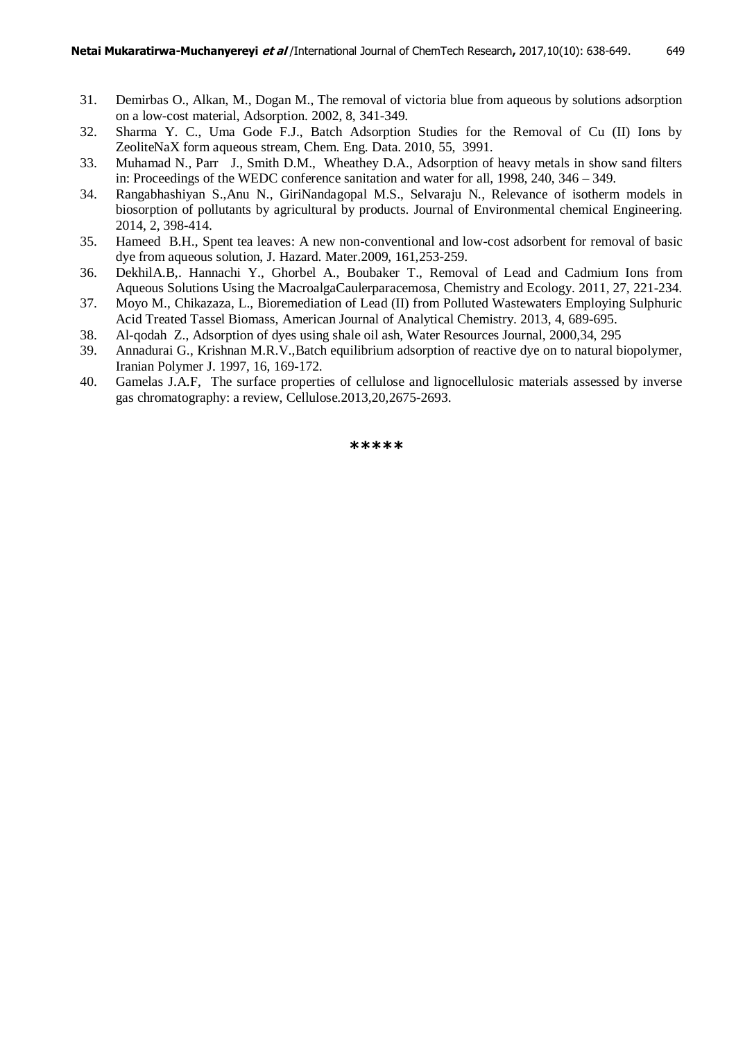31. Demirbas O., Alkan, M., Dogan M., The removal of victoria blue from aqueous by solutions adsorption on a low-cost material, Adsorption. 2002, 8, 341-349.
32. Sharma Y. C., Uma Gode F.J., Batch Adsorption Studies for the Removal of Cu (II) Ions by ZeoliteNaX form aqueous stream, Chem. Eng. Data. 2010, 55, 3991.
33. Muhamad N., Parr J., Smith D.M., Wheathey D.A., Adsorption of heavy metals in show sand filters in: Proceedings of the WEDC conference sanitation and water for all, 1998, 240, 346 – 349.
34. Rangabhashiyan S.,Anu N., GiriNandagopal M.S., Selvaraju N., Relevance of isotherm models in biosorption of pollutants by agricultural by products. Journal of Environmental chemical Engineering. 2014, 2, 398-414.
35. Hameed B.H., Spent tea leaves: A new non-conventional and low-cost adsorbent for removal of basic dye from aqueous solution, J. Hazard. Mater.2009, 161,253-259.
36. DekhilA.B,. Hannachi Y., Ghorbel A., Boubaker T., Removal of Lead and Cadmium Ions from Aqueous Solutions Using the MacroalgaCaulerparacemosa, Chemistry and Ecology. 2011, 27, 221-234.
37. Moyo M., Chikazaza, L., Bioremediation of Lead (II) from Polluted Wastewaters Employing Sulphuric Acid Treated Tassel Biomass, American Journal of Analytical Chemistry. 2013, 4, 689-695.
38. Al-qodah Z., Adsorption of dyes using shale oil ash, Water Resources Journal, 2000,34, 295
39. Annadurai G., Krishnan M.R.V.,Batch equilibrium adsorption of reactive dye on to natural biopolymer, Iranian Polymer J. 1997, 16, 169-172.
40. Gamelas J.A.F, The surface properties of cellulose and lignocellulosic materials assessed by inverse gas chromatography: a review, Cellulose.2013,20,2675-2693.

*****